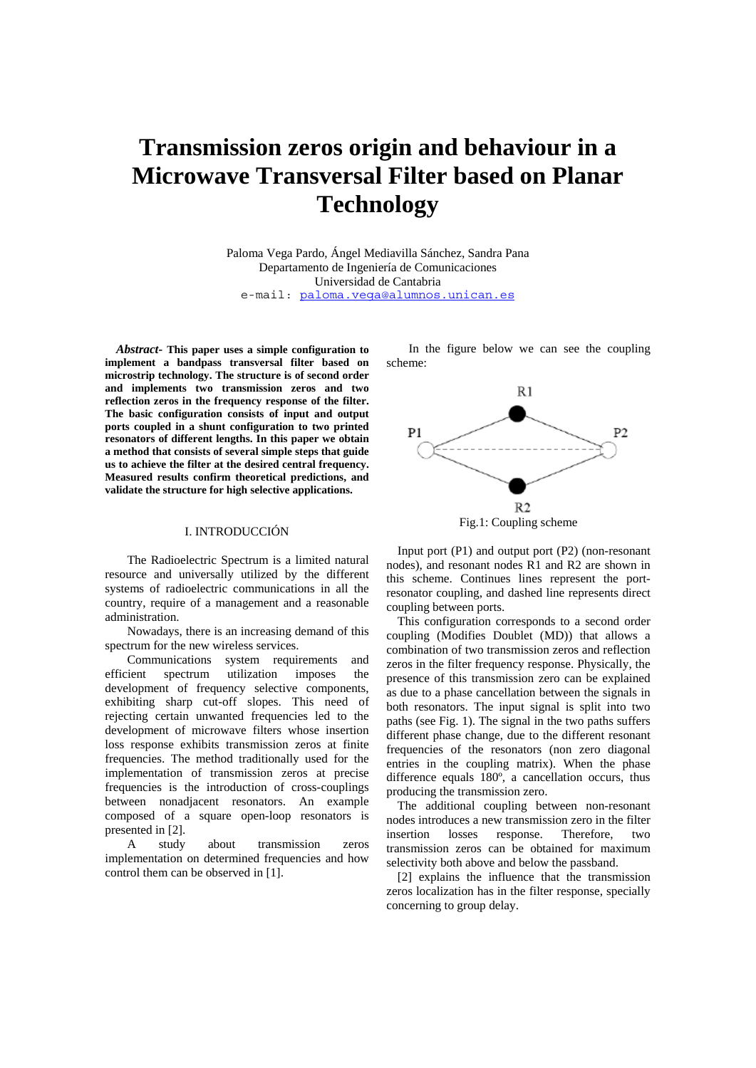# Transmission zeros origin and behaviour in a Microwave Transversal Filter based on Planar Technology

Paloma Vega Pardo, Ángel Mediavilla Sánchez, Sandra Pana
Departamento de Ingeniería de Comunicaciones
Universidad de Cantabria
e-mail: paloma.vega@alumnos.unican.es

***Abstract-*** **This paper uses a simple configuration to implement a bandpass transversal filter based on microstrip technology. The structure is of second order and implements two transmission zeros and two reflection zeros in the frequency response of the filter. The basic configuration consists of input and output ports coupled in a shunt configuration to two printed resonators of different lengths. In this paper we obtain a method that consists of several simple steps that guide us to achieve the filter at the desired central frequency. Measured results confirm theoretical predictions, and validate the structure for high selective applications.**

## I. INTRODUCCIÓN

The Radioelectric Spectrum is a limited natural resource and universally utilized by the different systems of radioelectric communications in all the country, require of a management and a reasonable administration.

Nowadays, there is an increasing demand of this spectrum for the new wireless services.

Communications system requirements and efficient spectrum utilization imposes the development of frequency selective components, exhibiting sharp cut-off slopes. This need of rejecting certain unwanted frequencies led to the development of microwave filters whose insertion loss response exhibits transmission zeros at finite frequencies. The method traditionally used for the implementation of transmission zeros at precise frequencies is the introduction of cross-couplings between nonadjacent resonators. An example composed of a square open-loop resonators is presented in [2].

A study about transmission zeros implementation on determined frequencies and how control them can be observed in [1].

In the figure below we can see the coupling scheme:

Fig.1: Coupling scheme

Input port (P1) and output port (P2) (non-resonant nodes), and resonant nodes R1 and R2 are shown in this scheme. Continues lines represent the port-resonator coupling, and dashed line represents direct coupling between ports.

This configuration corresponds to a second order coupling (Modifies Doublet (MD)) that allows a combination of two transmission zeros and reflection zeros in the filter frequency response. Physically, the presence of this transmission zero can be explained as due to a phase cancellation between the signals in both resonators. The input signal is split into two paths (see Fig. 1). The signal in the two paths suffers different phase change, due to the different resonant frequencies of the resonators (non zero diagonal entries in the coupling matrix). When the phase difference equals 180º, a cancellation occurs, thus producing the transmission zero.

The additional coupling between non-resonant nodes introduces a new transmission zero in the filter insertion losses response. Therefore, two transmission zeros can be obtained for maximum selectivity both above and below the passband.

[2] explains the influence that the transmission zeros localization has in the filter response, specially concerning to group delay.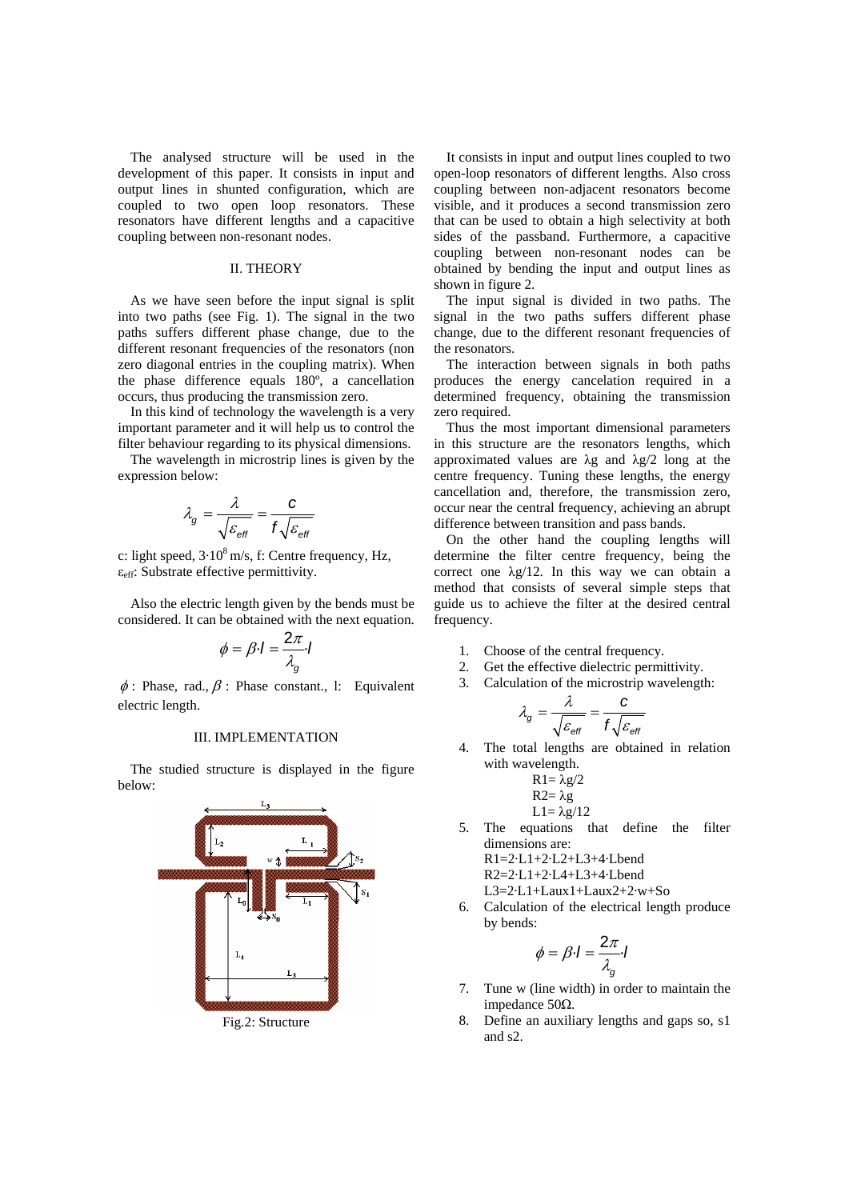The analysed structure will be used in the development of this paper. It consists in input and output lines in shunted configuration, which are coupled to two open loop resonators. These resonators have different lengths and a capacitive coupling between non-resonant nodes.

## II. THEORY

As we have seen before the input signal is split into two paths (see Fig. 1). The signal in the two paths suffers different phase change, due to the different resonant frequencies of the resonators (non zero diagonal entries in the coupling matrix). When the phase difference equals 180º, a cancellation occurs, thus producing the transmission zero.

In this kind of technology the wavelength is a very important parameter and it will help us to control the filter behaviour regarding to its physical dimensions.

The wavelength in microstrip lines is given by the expression below:

$$\lambda_g = \frac{\lambda}{\sqrt{\varepsilon_{eff}}} = \frac{c}{f\sqrt{\varepsilon_{eff}}}$$

c: light speed, $3 \cdot 10^8$ m/s, f: Centre frequency, Hz, $\varepsilon_{eff}$: Substrate effective permittivity.

Also the electric length given by the bends must be considered. It can be obtained with the next equation.

$$\phi = \beta \cdot l = \frac{2\pi}{\lambda_g} \cdot l$$

$\phi$ : Phase, rad., $\beta$ : Phase constant., l: Equivalent electric length.

## III. IMPLEMENTATION

The studied structure is displayed in the figure below:

Fig.2: Structure

It consists in input and output lines coupled to two open-loop resonators of different lengths. Also cross coupling between non-adjacent resonators become visible, and it produces a second transmission zero that can be used to obtain a high selectivity at both sides of the passband. Furthermore, a capacitive coupling between non-resonant nodes can be obtained by bending the input and output lines as shown in figure 2.

The input signal is divided in two paths. The signal in the two paths suffers different phase change, due to the different resonant frequencies of the resonators.

The interaction between signals in both paths produces the energy cancelation required in a determined frequency, obtaining the transmission zero required.

Thus the most important dimensional parameters in this structure are the resonators lengths, which approximated values are $\lambda g$ and $\lambda g/2$ long at the centre frequency. Tuning these lengths, the energy cancellation and, therefore, the transmission zero, occur near the central frequency, achieving an abrupt difference between transition and pass bands.

On the other hand the coupling lengths will determine the filter centre frequency, being the correct one $\lambda g/12$. In this way we can obtain a method that consists of several simple steps that guide us to achieve the filter at the desired central frequency.

1. Choose of the central frequency.
2. Get the effective dielectric permittivity.
3. Calculation of the microstrip wavelength:

$$\lambda_g = \frac{\lambda}{\sqrt{\varepsilon_{eff}}} = \frac{c}{f\sqrt{\varepsilon_{eff}}}$$

4. The total lengths are obtained in relation with wavelength.
   R1= $\lambda g/2$
   R2= $\lambda g$
   L1= $\lambda g/12$
5. The equations that define the filter dimensions are:
   R1=2·L1+2·L2+L3+4·Lbend
   R2=2·L1+2·L4+L3+4·Lbend
   L3=2·L1+Laux1+Laux2+2·w+So
6. Calculation of the electrical length produce by bends:

$$\phi = \beta \cdot l = \frac{2\pi}{\lambda_g} \cdot l$$

7. Tune w (line width) in order to maintain the impedance 50Ω.
8. Define an auxiliary lengths and gaps so, s1 and s2.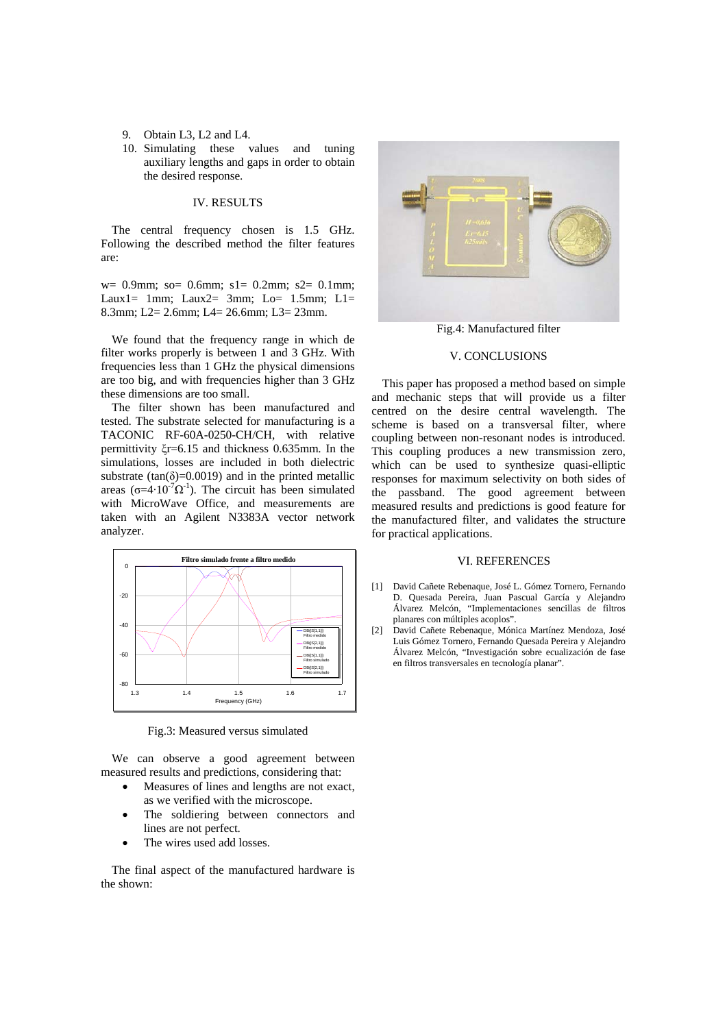9. Obtain L3, L2 and L4.
10. Simulating these values and tuning auxiliary lengths and gaps in order to obtain the desired response.

## IV. RESULTS

The central frequency chosen is 1.5 GHz. Following the described method the filter features are:

w= 0.9mm; so= 0.6mm; s1= 0.2mm; s2= 0.1mm; Laux1= 1mm; Laux2= 3mm; Lo= 1.5mm; L1= 8.3mm; L2= 2.6mm; L4= 26.6mm; L3= 23mm.

We found that the frequency range in which de filter works properly is between 1 and 3 GHz. With frequencies less than 1 GHz the physical dimensions are too big, and with frequencies higher than 3 GHz these dimensions are too small.

The filter shown has been manufactured and tested. The substrate selected for manufacturing is a TACONIC RF-60A-0250-CH/CH, with relative permittivity $\xi r$=6.15 and thickness 0.635mm. In the simulations, losses are included in both dielectric substrate ($\tan(\delta)$=0.0019) and in the printed metallic areas ($\sigma=4\cdot10^{7}\Omega^{-1}$). The circuit has been simulated with MicroWave Office, and measurements are taken with an Agilent N3383A vector network analyzer.

Filtro simulado frente a filtro medido

0
-20
-40
-60
-80

1.3
1.4
1.5
1.6
1.7

Frequency (GHz)

DB(|S(1,1)|) Filtro medido
DB(|S(2,1)|) Filtro medido
DB(|S(1,1)|) Filtro simulado
DB(|S(2,1)|) Filtro simulado

Fig.3: Measured versus simulated

We can observe a good agreement between measured results and predictions, considering that:

- Measures of lines and lengths are not exact, as we verified with the microscope.
- The soldiering between connectors and lines are not perfect.
- The wires used add losses.

The final aspect of the manufactured hardware is the shown:

Fig.4: Manufactured filter

## V. CONCLUSIONS

This paper has proposed a method based on simple and mechanic steps that will provide us a filter centred on the desire central wavelength. The scheme is based on a transversal filter, where coupling between non-resonant nodes is introduced. This coupling produces a new transmission zero, which can be used to synthesize quasi-elliptic responses for maximum selectivity on both sides of the passband. The good agreement between measured results and predictions is good feature for the manufactured filter, and validates the structure for practical applications.

## VI. REFERENCES

[1] David Cañete Rebenaque, José L. Gómez Tornero, Fernando D. Quesada Pereira, Juan Pascual García y Alejandro Álvarez Melcón, "Implementaciones sencillas de filtros planares con múltiples acoplos".

[2] David Cañete Rebenaque, Mónica Martínez Mendoza, José Luis Gómez Tornero, Fernando Quesada Pereira y Alejandro Álvarez Melcón, "Investigación sobre ecualización de fase en filtros transversales en tecnología planar".